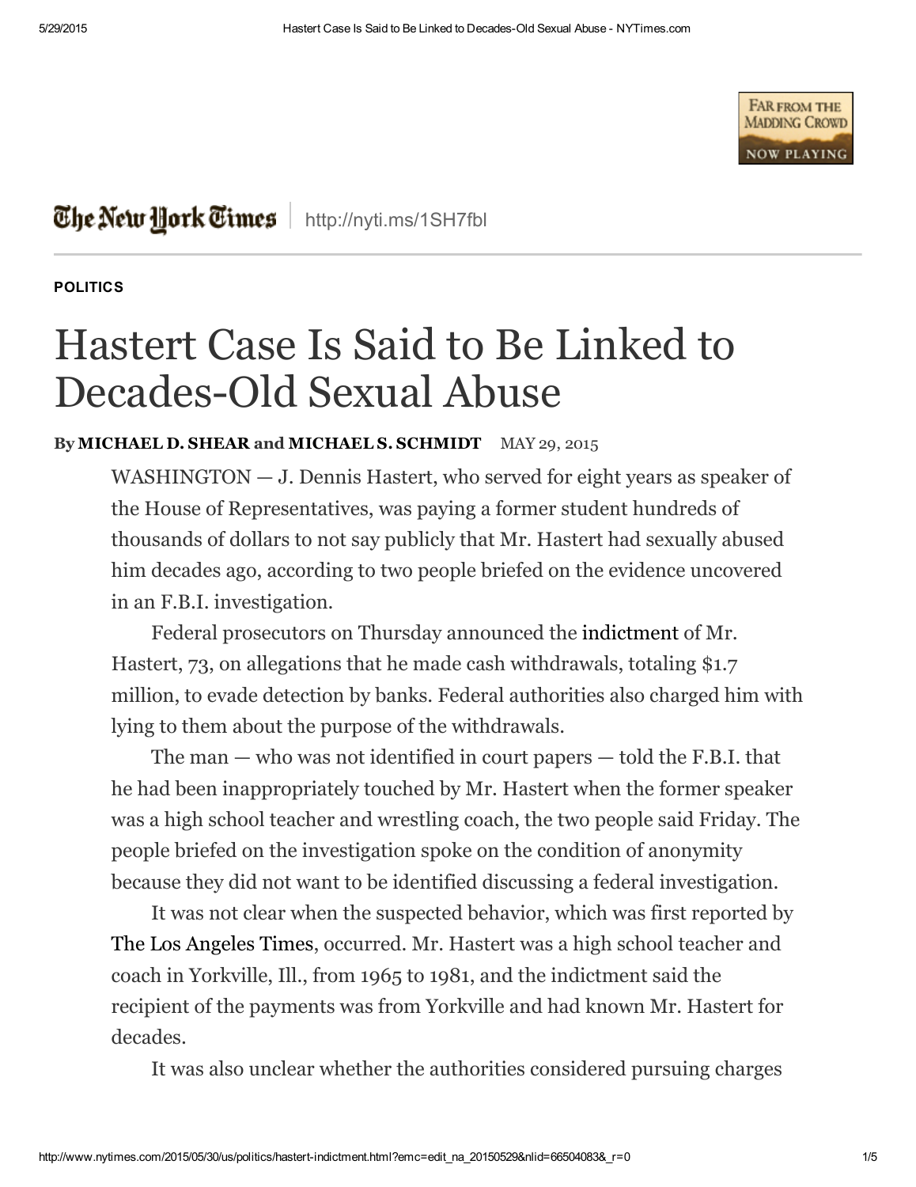**POLITICS**

# Hastert Case Is Said to Be Linked to Decades-Old Sexual Abuse

By **MICHAEL D. SHEAR** and **MICHAEL S. SCHMIDT** MAY 29, 2015

WASHINGTON — J. Dennis Hastert, who served for eight years as speaker of the House of Representatives, was paying a former student hundreds of thousands of dollars to not say publicly that Mr. Hastert had sexually abused him decades ago, according to two people briefed on the evidence uncovered in an F.B.I. investigation.

Federal prosecutors on Thursday announced the indictment of Mr. Hastert, 73, on allegations that he made cash withdrawals, totaling $1.7 million, to evade detection by banks. Federal authorities also charged him with lying to them about the purpose of the withdrawals.

The man — who was not identified in court papers — told the F.B.I. that he had been inappropriately touched by Mr. Hastert when the former speaker was a high school teacher and wrestling coach, the two people said Friday. The people briefed on the investigation spoke on the condition of anonymity because they did not want to be identified discussing a federal investigation.

It was not clear when the suspected behavior, which was first reported by The Los Angeles Times, occurred. Mr. Hastert was a high school teacher and coach in Yorkville, Ill., from 1965 to 1981, and the indictment said the recipient of the payments was from Yorkville and had known Mr. Hastert for decades.

It was also unclear whether the authorities considered pursuing charges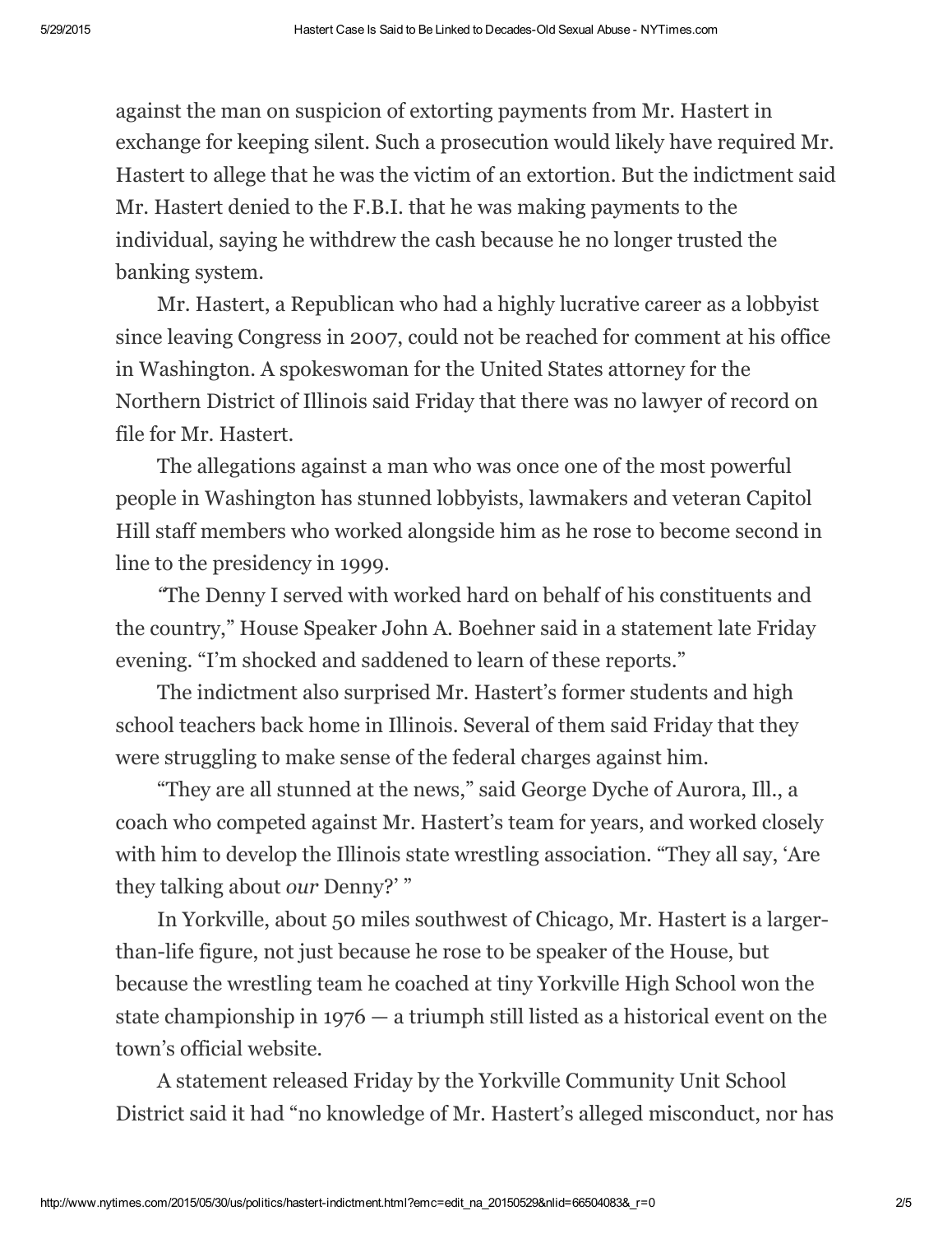against the man on suspicion of extorting payments from Mr. Hastert in exchange for keeping silent. Such a prosecution would likely have required Mr. Hastert to allege that he was the victim of an extortion. But the indictment said Mr. Hastert denied to the F.B.I. that he was making payments to the individual, saying he withdrew the cash because he no longer trusted the banking system.

Mr. Hastert, a Republican who had a highly lucrative career as a lobbyist since leaving Congress in 2007, could not be reached for comment at his office in Washington. A spokeswoman for the United States attorney for the Northern District of Illinois said Friday that there was no lawyer of record on file for Mr. Hastert.

The allegations against a man who was once one of the most powerful people in Washington has stunned lobbyists, lawmakers and veteran Capitol Hill staff members who worked alongside him as he rose to become second in line to the presidency in 1999.

"The Denny I served with worked hard on behalf of his constituents and the country," House Speaker John A. Boehner said in a statement late Friday evening. "I'm shocked and saddened to learn of these reports."

The indictment also surprised Mr. Hastert's former students and high school teachers back home in Illinois. Several of them said Friday that they were struggling to make sense of the federal charges against him.

"They are all stunned at the news," said George Dyche of Aurora, Ill., a coach who competed against Mr. Hastert's team for years, and worked closely with him to develop the Illinois state wrestling association. "They all say, 'Are they talking about *our* Denny?' "

In Yorkville, about 50 miles southwest of Chicago, Mr. Hastert is a larger-than-life figure, not just because he rose to be speaker of the House, but because the wrestling team he coached at tiny Yorkville High School won the state championship in 1976 — a triumph still listed as a historical event on the town's official website.

A statement released Friday by the Yorkville Community Unit School District said it had "no knowledge of Mr. Hastert's alleged misconduct, nor has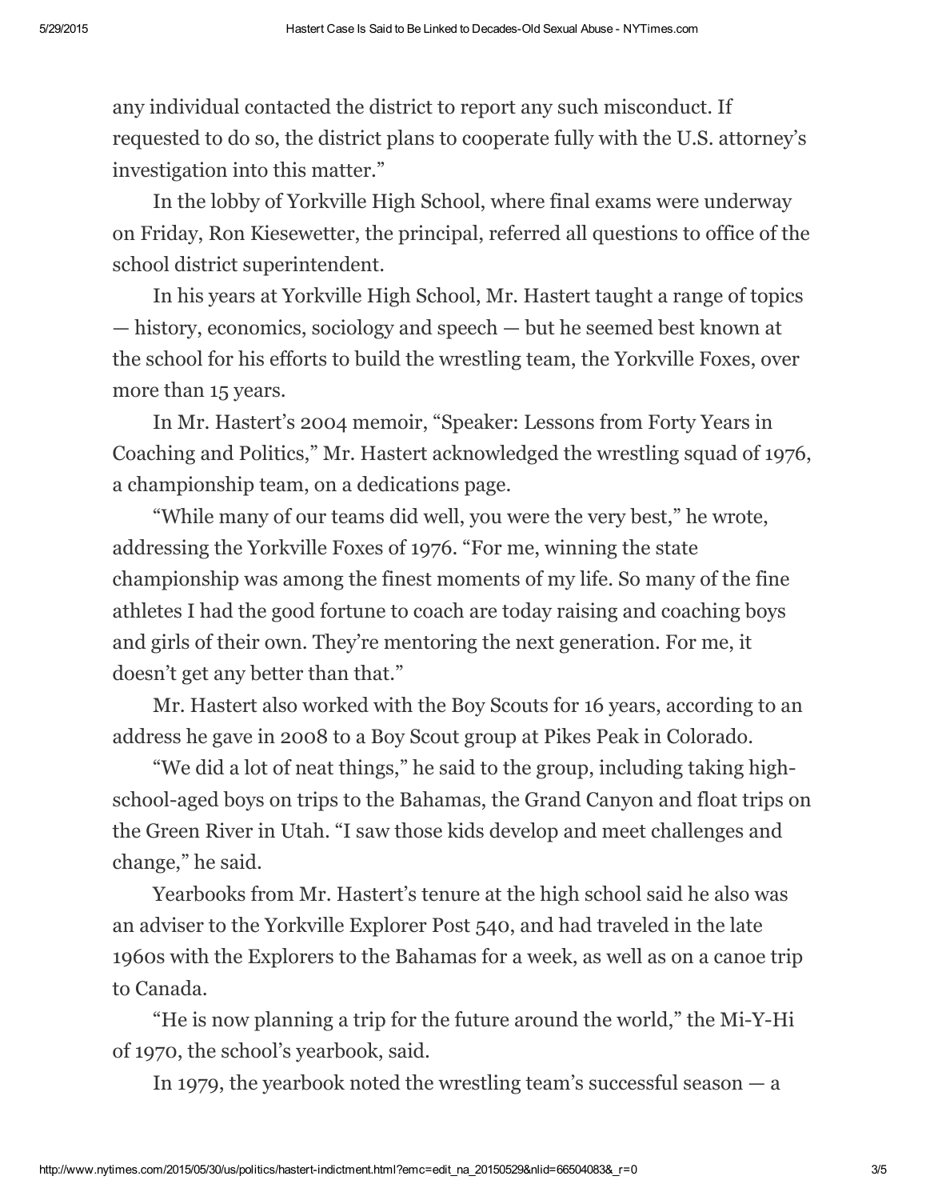any individual contacted the district to report any such misconduct. If requested to do so, the district plans to cooperate fully with the U.S. attorney's investigation into this matter."

In the lobby of Yorkville High School, where final exams were underway on Friday, Ron Kiesewetter, the principal, referred all questions to office of the school district superintendent.

In his years at Yorkville High School, Mr. Hastert taught a range of topics — history, economics, sociology and speech — but he seemed best known at the school for his efforts to build the wrestling team, the Yorkville Foxes, over more than 15 years.

In Mr. Hastert's 2004 memoir, "Speaker: Lessons from Forty Years in Coaching and Politics," Mr. Hastert acknowledged the wrestling squad of 1976, a championship team, on a dedications page.

"While many of our teams did well, you were the very best," he wrote, addressing the Yorkville Foxes of 1976. "For me, winning the state championship was among the finest moments of my life. So many of the fine athletes I had the good fortune to coach are today raising and coaching boys and girls of their own. They're mentoring the next generation. For me, it doesn't get any better than that."

Mr. Hastert also worked with the Boy Scouts for 16 years, according to an address he gave in 2008 to a Boy Scout group at Pikes Peak in Colorado.

"We did a lot of neat things," he said to the group, including taking high-school-aged boys on trips to the Bahamas, the Grand Canyon and float trips on the Green River in Utah. "I saw those kids develop and meet challenges and change," he said.

Yearbooks from Mr. Hastert's tenure at the high school said he also was an adviser to the Yorkville Explorer Post 540, and had traveled in the late 1960s with the Explorers to the Bahamas for a week, as well as on a canoe trip to Canada.

"He is now planning a trip for the future around the world," the Mi-Y-Hi of 1970, the school's yearbook, said.

In 1979, the yearbook noted the wrestling team's successful season — a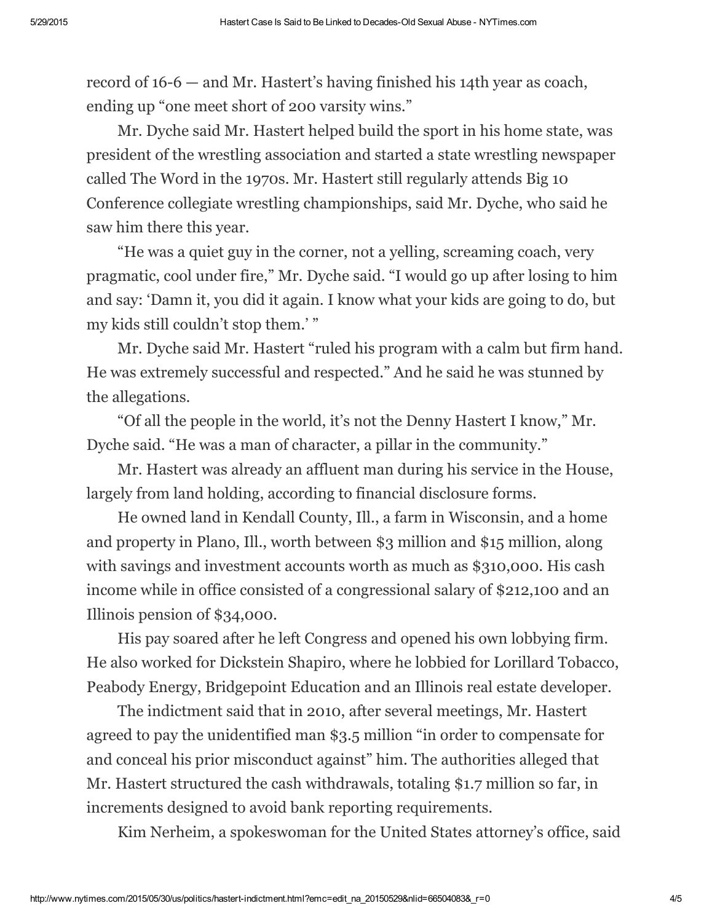record of 16-6 — and Mr. Hastert's having finished his 14th year as coach, ending up "one meet short of 200 varsity wins."

Mr. Dyche said Mr. Hastert helped build the sport in his home state, was president of the wrestling association and started a state wrestling newspaper called The Word in the 1970s. Mr. Hastert still regularly attends Big 10 Conference collegiate wrestling championships, said Mr. Dyche, who said he saw him there this year.

"He was a quiet guy in the corner, not a yelling, screaming coach, very pragmatic, cool under fire," Mr. Dyche said. "I would go up after losing to him and say: 'Damn it, you did it again. I know what your kids are going to do, but my kids still couldn't stop them.' "

Mr. Dyche said Mr. Hastert "ruled his program with a calm but firm hand. He was extremely successful and respected." And he said he was stunned by the allegations.

"Of all the people in the world, it's not the Denny Hastert I know," Mr. Dyche said. "He was a man of character, a pillar in the community."

Mr. Hastert was already an affluent man during his service in the House, largely from land holding, according to financial disclosure forms.

He owned land in Kendall County, Ill., a farm in Wisconsin, and a home and property in Plano, Ill., worth between $3 million and $15 million, along with savings and investment accounts worth as much as $310,000. His cash income while in office consisted of a congressional salary of $212,100 and an Illinois pension of $34,000.

His pay soared after he left Congress and opened his own lobbying firm. He also worked for Dickstein Shapiro, where he lobbied for Lorillard Tobacco, Peabody Energy, Bridgepoint Education and an Illinois real estate developer.

The indictment said that in 2010, after several meetings, Mr. Hastert agreed to pay the unidentified man $3.5 million "in order to compensate for and conceal his prior misconduct against" him. The authorities alleged that Mr. Hastert structured the cash withdrawals, totaling $1.7 million so far, in increments designed to avoid bank reporting requirements.

Kim Nerheim, a spokeswoman for the United States attorney's office, said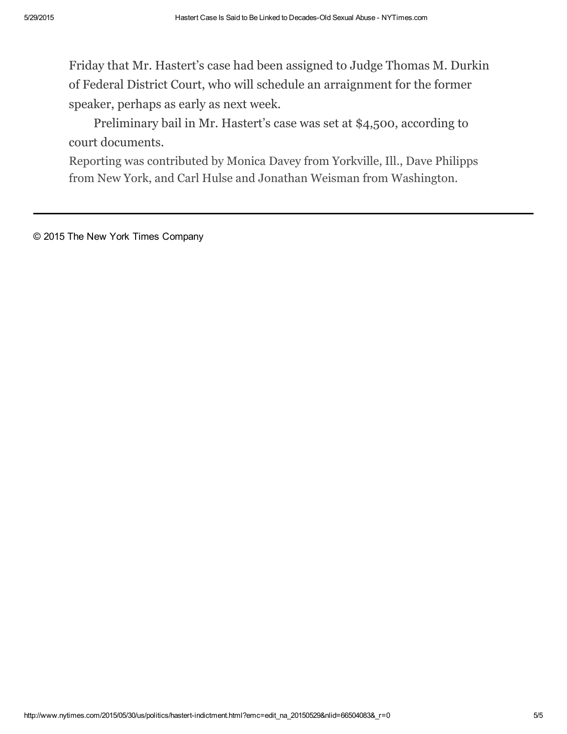Friday that Mr. Hastert's case had been assigned to Judge Thomas M. Durkin of Federal District Court, who will schedule an arraignment for the former speaker, perhaps as early as next week.

Preliminary bail in Mr. Hastert's case was set at $4,500, according to court documents.

Reporting was contributed by Monica Davey from Yorkville, Ill., Dave Philipps from New York, and Carl Hulse and Jonathan Weisman from Washington.

---

© 2015 The New York Times Company